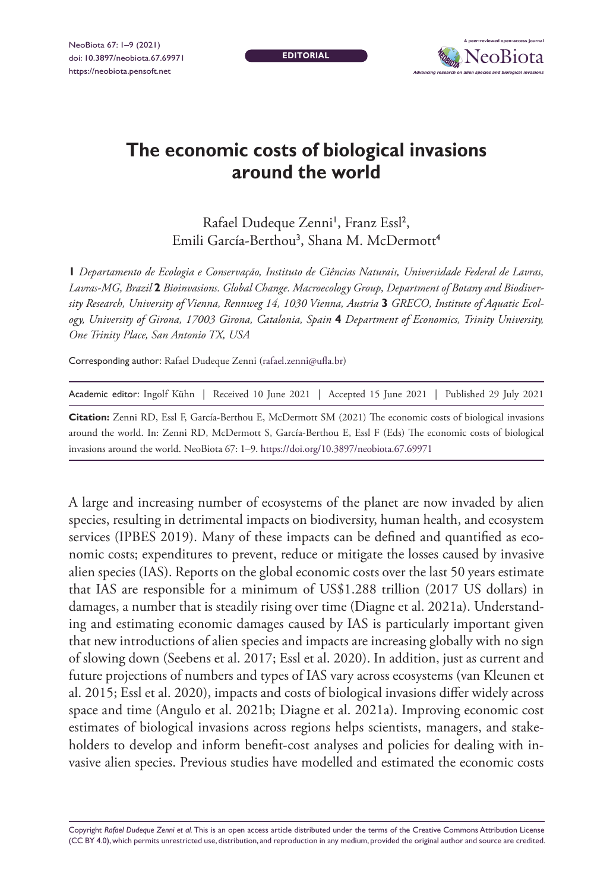EDITORIAL

# The economic costs of biological invasions around the world

Rafael Dudeque Zenni[1], Franz Essl[2], Emili García-Berthou[3], Shana M. McDermott[4]

**1** *Departamento de Ecologia e Conservação, Instituto de Ciências Naturais, Universidade Federal de Lavras, Lavras-MG, Brazil* **2** *Bioinvasions. Global Change. Macroecology Group, Department of Botany and Biodiversity Research, University of Vienna, Rennweg 14, 1030 Vienna, Austria* **3** *GRECO, Institute of Aquatic Ecology, University of Girona, 17003 Girona, Catalonia, Spain* **4** *Department of Economics, Trinity University, One Trinity Place, San Antonio TX, USA*

Corresponding author: Rafael Dudeque Zenni (rafael.zenni@ufla.br)

Academic editor: Ingolf Kühn | Received 10 June 2021 | Accepted 15 June 2021 | Published 29 July 2021

**Citation:** Zenni RD, Essl F, García-Berthou E, McDermott SM (2021) The economic costs of biological invasions around the world. In: Zenni RD, McDermott S, García-Berthou E, Essl F (Eds) The economic costs of biological invasions around the world. NeoBiota 67: 1–9. https://doi.org/10.3897/neobiota.67.69971

A large and increasing number of ecosystems of the planet are now invaded by alien species, resulting in detrimental impacts on biodiversity, human health, and ecosystem services (IPBES 2019). Many of these impacts can be defined and quantified as economic costs; expenditures to prevent, reduce or mitigate the losses caused by invasive alien species (IAS). Reports on the global economic costs over the last 50 years estimate that IAS are responsible for a minimum of US$1.288 trillion (2017 US dollars) in damages, a number that is steadily rising over time (Diagne et al. 2021a). Understanding and estimating economic damages caused by IAS is particularly important given that new introductions of alien species and impacts are increasing globally with no sign of slowing down (Seebens et al. 2017; Essl et al. 2020). In addition, just as current and future projections of numbers and types of IAS vary across ecosystems (van Kleunen et al. 2015; Essl et al. 2020), impacts and costs of biological invasions differ widely across space and time (Angulo et al. 2021b; Diagne et al. 2021a). Improving economic cost estimates of biological invasions across regions helps scientists, managers, and stakeholders to develop and inform benefit-cost analyses and policies for dealing with invasive alien species. Previous studies have modelled and estimated the economic costs

Copyright *Rafael Dudeque Zenni et al.* This is an open access article distributed under the terms of the Creative Commons Attribution License (CC BY 4.0), which permits unrestricted use, distribution, and reproduction in any medium, provided the original author and source are credited.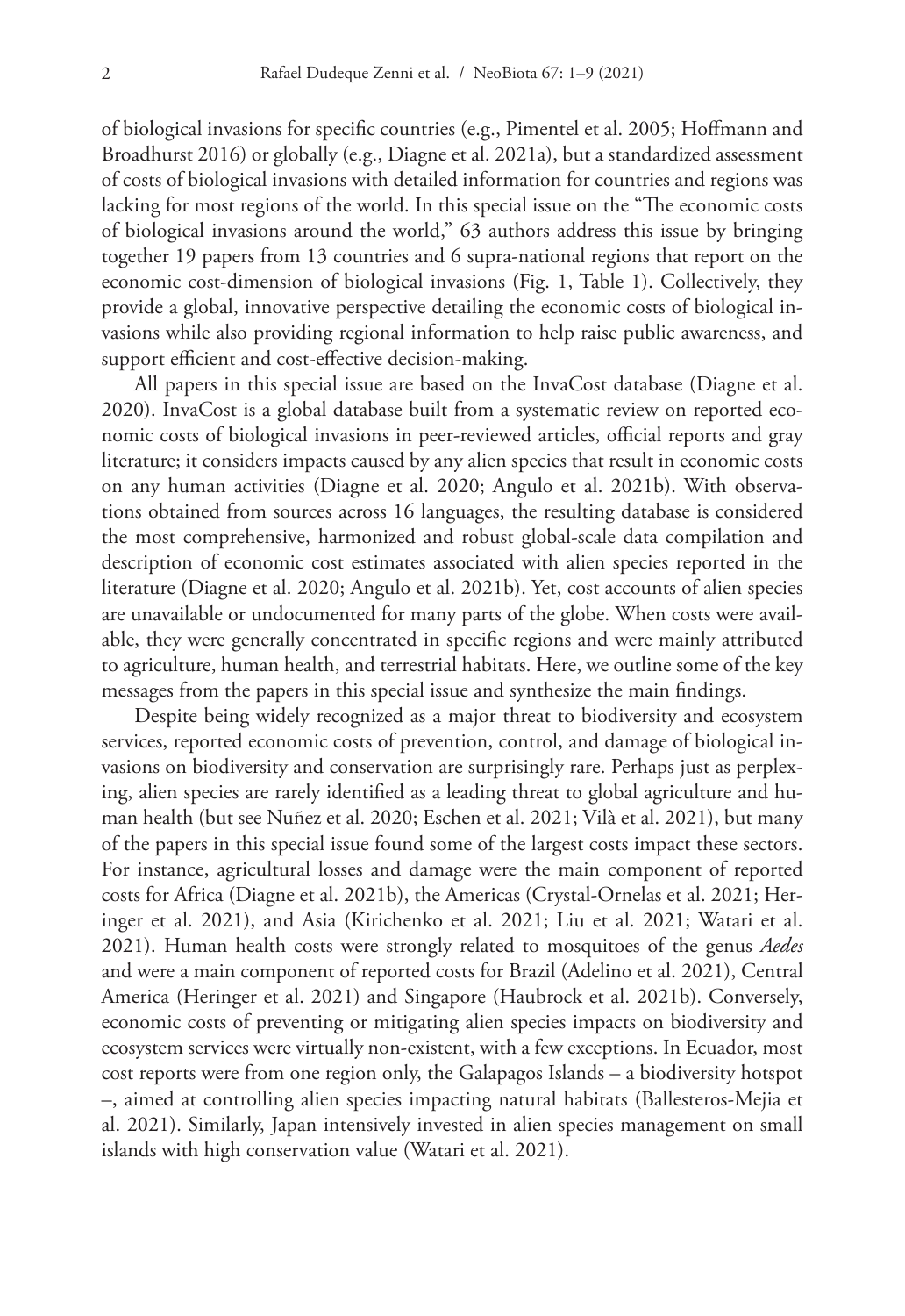of biological invasions for specific countries (e.g., Pimentel et al. 2005; Hoffmann and Broadhurst 2016) or globally (e.g., Diagne et al. 2021a), but a standardized assessment of costs of biological invasions with detailed information for countries and regions was lacking for most regions of the world. In this special issue on the "The economic costs of biological invasions around the world," 63 authors address this issue by bringing together 19 papers from 13 countries and 6 supra-national regions that report on the economic cost-dimension of biological invasions (Fig. 1, Table 1). Collectively, they provide a global, innovative perspective detailing the economic costs of biological invasions while also providing regional information to help raise public awareness, and support efficient and cost-effective decision-making.

All papers in this special issue are based on the InvaCost database (Diagne et al. 2020). InvaCost is a global database built from a systematic review on reported economic costs of biological invasions in peer-reviewed articles, official reports and gray literature; it considers impacts caused by any alien species that result in economic costs on any human activities (Diagne et al. 2020; Angulo et al. 2021b). With observations obtained from sources across 16 languages, the resulting database is considered the most comprehensive, harmonized and robust global-scale data compilation and description of economic cost estimates associated with alien species reported in the literature (Diagne et al. 2020; Angulo et al. 2021b). Yet, cost accounts of alien species are unavailable or undocumented for many parts of the globe. When costs were available, they were generally concentrated in specific regions and were mainly attributed to agriculture, human health, and terrestrial habitats. Here, we outline some of the key messages from the papers in this special issue and synthesize the main findings.

Despite being widely recognized as a major threat to biodiversity and ecosystem services, reported economic costs of prevention, control, and damage of biological invasions on biodiversity and conservation are surprisingly rare. Perhaps just as perplexing, alien species are rarely identified as a leading threat to global agriculture and human health (but see Nuñez et al. 2020; Eschen et al. 2021; Vilà et al. 2021), but many of the papers in this special issue found some of the largest costs impact these sectors. For instance, agricultural losses and damage were the main component of reported costs for Africa (Diagne et al. 2021b), the Americas (Crystal-Ornelas et al. 2021; Heringer et al. 2021), and Asia (Kirichenko et al. 2021; Liu et al. 2021; Watari et al. 2021). Human health costs were strongly related to mosquitoes of the genus *Aedes* and were a main component of reported costs for Brazil (Adelino et al. 2021), Central America (Heringer et al. 2021) and Singapore (Haubrock et al. 2021b). Conversely, economic costs of preventing or mitigating alien species impacts on biodiversity and ecosystem services were virtually non-existent, with a few exceptions. In Ecuador, most cost reports were from one region only, the Galapagos Islands – a biodiversity hotspot –, aimed at controlling alien species impacting natural habitats (Ballesteros-Mejia et al. 2021). Similarly, Japan intensively invested in alien species management on small islands with high conservation value (Watari et al. 2021).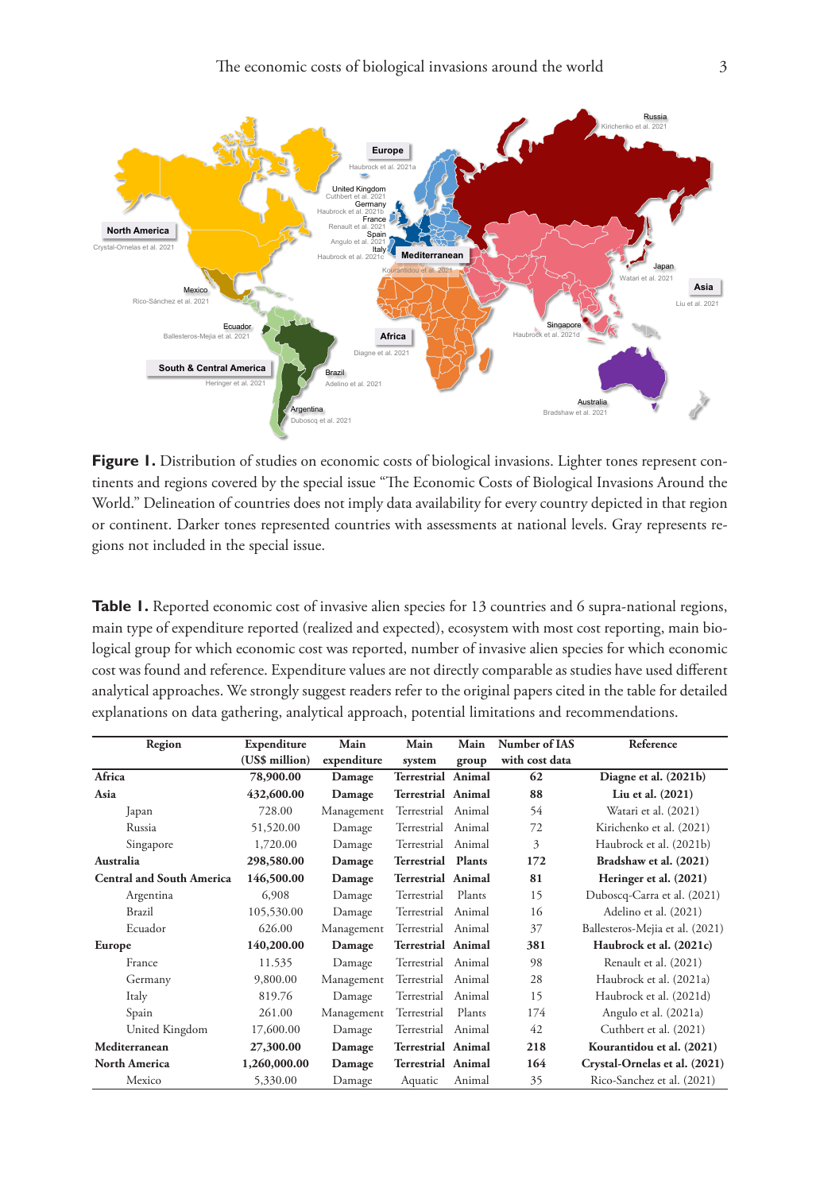**Figure 1.** Distribution of studies on economic costs of biological invasions. Lighter tones represent continents and regions covered by the special issue "The Economic Costs of Biological Invasions Around the World." Delineation of countries does not imply data availability for every country depicted in that region or continent. Darker tones represented countries with assessments at national levels. Gray represents regions not included in the special issue.

**Table 1.** Reported economic cost of invasive alien species for 13 countries and 6 supra-national regions, main type of expenditure reported (realized and expected), ecosystem with most cost reporting, main biological group for which economic cost was reported, number of invasive alien species for which economic cost was found and reference. Expenditure values are not directly comparable as studies have used different analytical approaches. We strongly suggest readers refer to the original papers cited in the table for detailed explanations on data gathering, analytical approach, potential limitations and recommendations.

| Region | Expenditure (US$ million) | Main expenditure | Main system | Main group | Number of IAS with cost data | Reference |
|---|---|---|---|---|---|---|
| **Africa** | **78,900.00** | **Damage** | **Terrestrial** | **Animal** | **62** | **Diagne et al. (2021b)** |
| **Asia** | **432,600.00** | **Damage** | **Terrestrial** | **Animal** | **88** | **Liu et al. (2021)** |
| Japan | 728.00 | Management | Terrestrial | Animal | 54 | Watari et al. (2021) |
| Russia | 51,520.00 | Damage | Terrestrial | Animal | 72 | Kirichenko et al. (2021) |
| Singapore | 1,720.00 | Damage | Terrestrial | Animal | 3 | Haubrock et al. (2021b) |
| **Australia** | **298,580.00** | **Damage** | **Terrestrial** | **Plants** | **172** | **Bradshaw et al. (2021)** |
| **Central and South America** | **146,500.00** | **Damage** | **Terrestrial** | **Animal** | **81** | **Heringer et al. (2021)** |
| Argentina | 6,908 | Damage | Terrestrial | Plants | 15 | Duboscq-Carra et al. (2021) |
| Brazil | 105,530.00 | Damage | Terrestrial | Animal | 16 | Adelino et al. (2021) |
| Ecuador | 626.00 | Management | Terrestrial | Animal | 37 | Ballesteros-Mejia et al. (2021) |
| **Europe** | **140,200.00** | **Damage** | **Terrestrial** | **Animal** | **381** | **Haubrock et al. (2021c)** |
| France | 11.535 | Damage | Terrestrial | Animal | 98 | Renault et al. (2021) |
| Germany | 9,800.00 | Management | Terrestrial | Animal | 28 | Haubrock et al. (2021a) |
| Italy | 819.76 | Damage | Terrestrial | Animal | 15 | Haubrock et al. (2021d) |
| Spain | 261.00 | Management | Terrestrial | Plants | 174 | Angulo et al. (2021a) |
| United Kingdom | 17,600.00 | Damage | Terrestrial | Animal | 42 | Cuthbert et al. (2021) |
| **Mediterranean** | **27,300.00** | **Damage** | **Terrestrial** | **Animal** | **218** | **Kourantidou et al. (2021)** |
| **North America** | **1,260,000.00** | **Damage** | **Terrestrial** | **Animal** | **164** | **Crystal-Ornelas et al. (2021)** |
| Mexico | 5,330.00 | Damage | Aquatic | Animal | 35 | Rico-Sanchez et al. (2021) |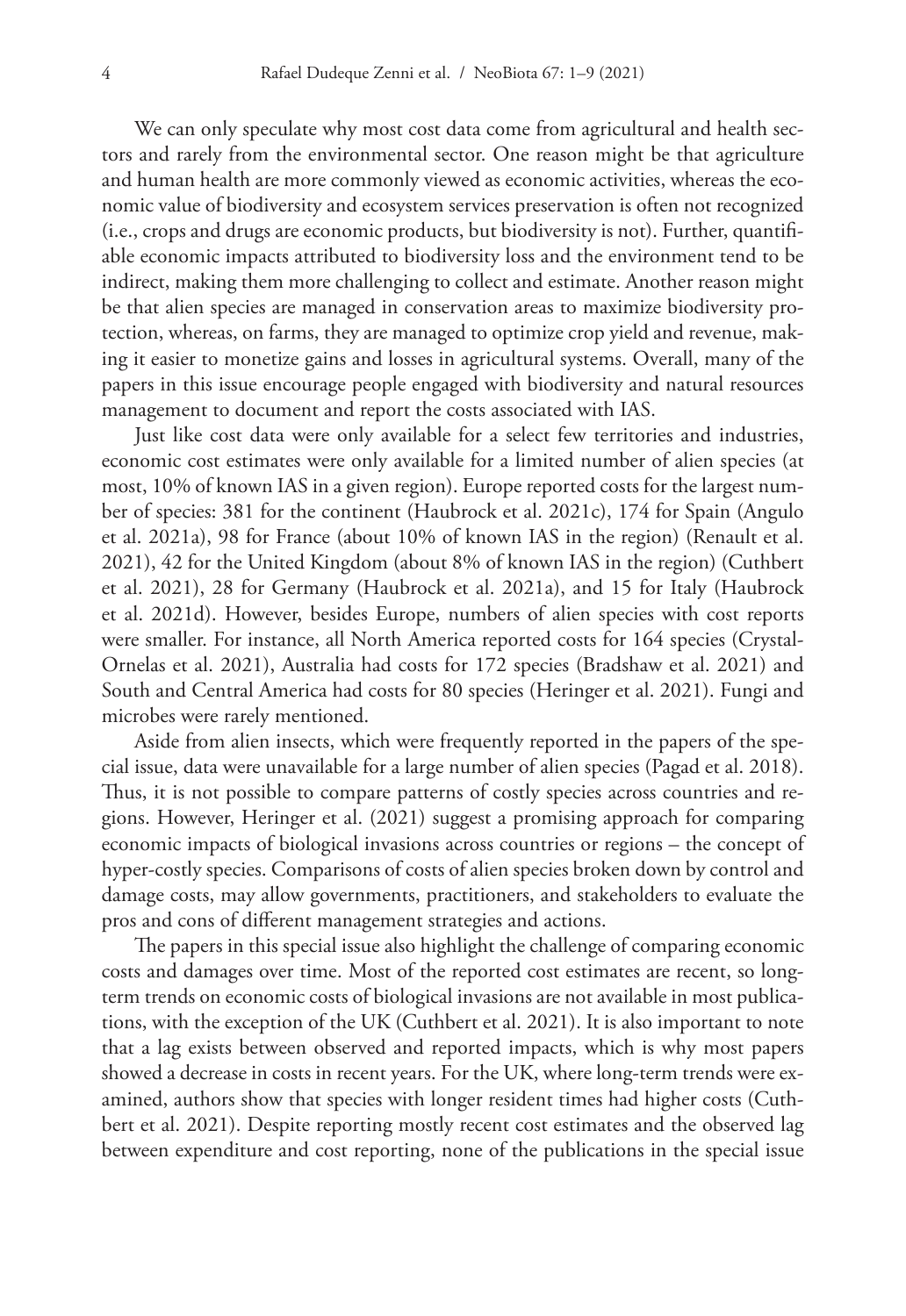We can only speculate why most cost data come from agricultural and health sectors and rarely from the environmental sector. One reason might be that agriculture and human health are more commonly viewed as economic activities, whereas the economic value of biodiversity and ecosystem services preservation is often not recognized (i.e., crops and drugs are economic products, but biodiversity is not). Further, quantifiable economic impacts attributed to biodiversity loss and the environment tend to be indirect, making them more challenging to collect and estimate. Another reason might be that alien species are managed in conservation areas to maximize biodiversity protection, whereas, on farms, they are managed to optimize crop yield and revenue, making it easier to monetize gains and losses in agricultural systems. Overall, many of the papers in this issue encourage people engaged with biodiversity and natural resources management to document and report the costs associated with IAS.

Just like cost data were only available for a select few territories and industries, economic cost estimates were only available for a limited number of alien species (at most, 10% of known IAS in a given region). Europe reported costs for the largest number of species: 381 for the continent (Haubrock et al. 2021c), 174 for Spain (Angulo et al. 2021a), 98 for France (about 10% of known IAS in the region) (Renault et al. 2021), 42 for the United Kingdom (about 8% of known IAS in the region) (Cuthbert et al. 2021), 28 for Germany (Haubrock et al. 2021a), and 15 for Italy (Haubrock et al. 2021d). However, besides Europe, numbers of alien species with cost reports were smaller. For instance, all North America reported costs for 164 species (Crystal-Ornelas et al. 2021), Australia had costs for 172 species (Bradshaw et al. 2021) and South and Central America had costs for 80 species (Heringer et al. 2021). Fungi and microbes were rarely mentioned.

Aside from alien insects, which were frequently reported in the papers of the special issue, data were unavailable for a large number of alien species (Pagad et al. 2018). Thus, it is not possible to compare patterns of costly species across countries and regions. However, Heringer et al. (2021) suggest a promising approach for comparing economic impacts of biological invasions across countries or regions – the concept of hyper-costly species. Comparisons of costs of alien species broken down by control and damage costs, may allow governments, practitioners, and stakeholders to evaluate the pros and cons of different management strategies and actions.

The papers in this special issue also highlight the challenge of comparing economic costs and damages over time. Most of the reported cost estimates are recent, so long-term trends on economic costs of biological invasions are not available in most publications, with the exception of the UK (Cuthbert et al. 2021). It is also important to note that a lag exists between observed and reported impacts, which is why most papers showed a decrease in costs in recent years. For the UK, where long-term trends were examined, authors show that species with longer resident times had higher costs (Cuthbert et al. 2021). Despite reporting mostly recent cost estimates and the observed lag between expenditure and cost reporting, none of the publications in the special issue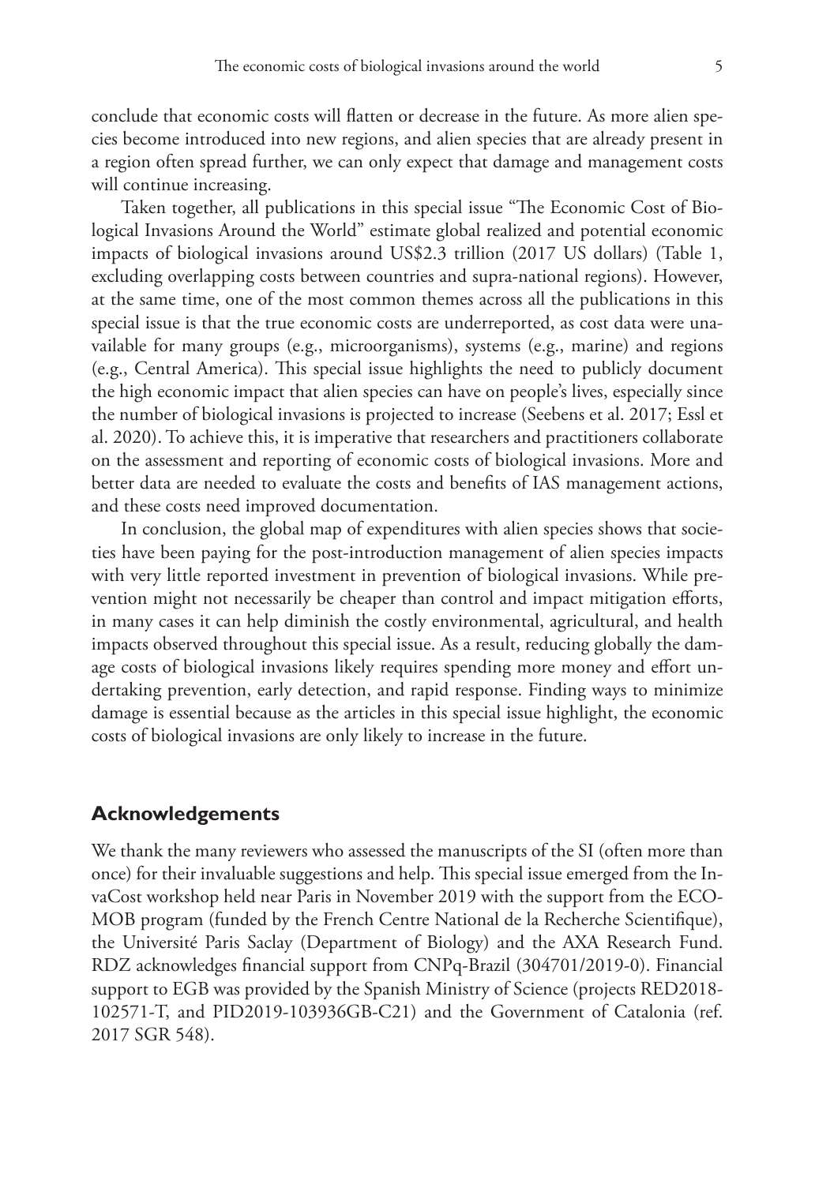conclude that economic costs will flatten or decrease in the future. As more alien species become introduced into new regions, and alien species that are already present in a region often spread further, we can only expect that damage and management costs will continue increasing.

Taken together, all publications in this special issue "The Economic Cost of Biological Invasions Around the World" estimate global realized and potential economic impacts of biological invasions around US$2.3 trillion (2017 US dollars) (Table 1, excluding overlapping costs between countries and supra-national regions). However, at the same time, one of the most common themes across all the publications in this special issue is that the true economic costs are underreported, as cost data were unavailable for many groups (e.g., microorganisms), systems (e.g., marine) and regions (e.g., Central America). This special issue highlights the need to publicly document the high economic impact that alien species can have on people's lives, especially since the number of biological invasions is projected to increase (Seebens et al. 2017; Essl et al. 2020). To achieve this, it is imperative that researchers and practitioners collaborate on the assessment and reporting of economic costs of biological invasions. More and better data are needed to evaluate the costs and benefits of IAS management actions, and these costs need improved documentation.

In conclusion, the global map of expenditures with alien species shows that societies have been paying for the post-introduction management of alien species impacts with very little reported investment in prevention of biological invasions. While prevention might not necessarily be cheaper than control and impact mitigation efforts, in many cases it can help diminish the costly environmental, agricultural, and health impacts observed throughout this special issue. As a result, reducing globally the damage costs of biological invasions likely requires spending more money and effort undertaking prevention, early detection, and rapid response. Finding ways to minimize damage is essential because as the articles in this special issue highlight, the economic costs of biological invasions are only likely to increase in the future.

## Acknowledgements

We thank the many reviewers who assessed the manuscripts of the SI (often more than once) for their invaluable suggestions and help. This special issue emerged from the InvaCost workshop held near Paris in November 2019 with the support from the ECOMOB program (funded by the French Centre National de la Recherche Scientifique), the Université Paris Saclay (Department of Biology) and the AXA Research Fund. RDZ acknowledges financial support from CNPq-Brazil (304701/2019-0). Financial support to EGB was provided by the Spanish Ministry of Science (projects RED2018-102571-T, and PID2019-103936GB-C21) and the Government of Catalonia (ref. 2017 SGR 548).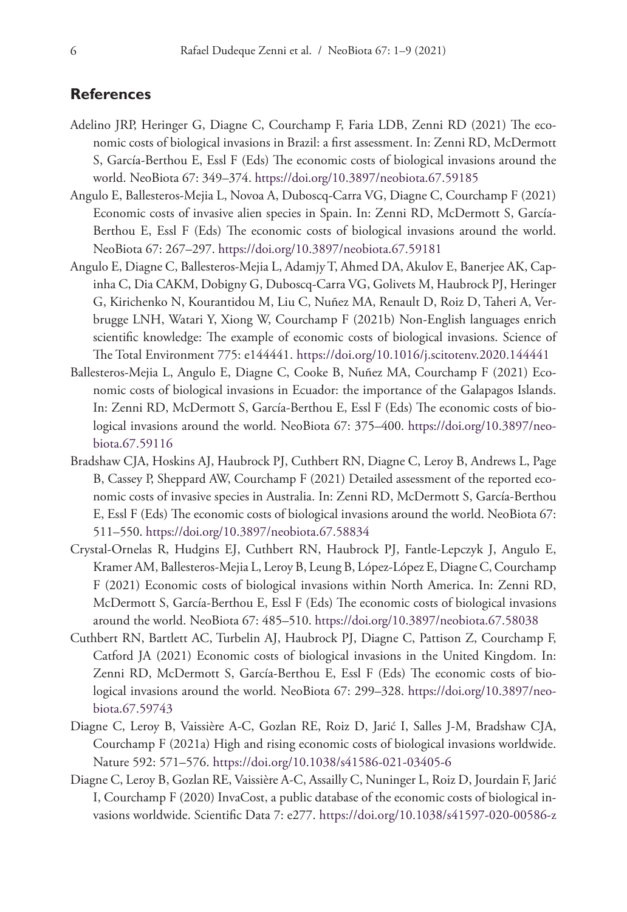## References

Adelino JRP, Heringer G, Diagne C, Courchamp F, Faria LDB, Zenni RD (2021) The economic costs of biological invasions in Brazil: a first assessment. In: Zenni RD, McDermott S, García-Berthou E, Essl F (Eds) The economic costs of biological invasions around the world. NeoBiota 67: 349–374. https://doi.org/10.3897/neobiota.67.59185

Angulo E, Ballesteros-Mejia L, Novoa A, Duboscq-Carra VG, Diagne C, Courchamp F (2021) Economic costs of invasive alien species in Spain. In: Zenni RD, McDermott S, García-Berthou E, Essl F (Eds) The economic costs of biological invasions around the world. NeoBiota 67: 267–297. https://doi.org/10.3897/neobiota.67.59181

Angulo E, Diagne C, Ballesteros-Mejia L, Adamjy T, Ahmed DA, Akulov E, Banerjee AK, Capinha C, Dia CAKM, Dobigny G, Duboscq-Carra VG, Golivets M, Haubrock PJ, Heringer G, Kirichenko N, Kourantidou M, Liu C, Nuñez MA, Renault D, Roiz D, Taheri A, Verbrugge LNH, Watari Y, Xiong W, Courchamp F (2021b) Non-English languages enrich scientific knowledge: The example of economic costs of biological invasions. Science of The Total Environment 775: e144441. https://doi.org/10.1016/j.scitotenv.2020.144441

Ballesteros-Mejia L, Angulo E, Diagne C, Cooke B, Nuñez MA, Courchamp F (2021) Economic costs of biological invasions in Ecuador: the importance of the Galapagos Islands. In: Zenni RD, McDermott S, García-Berthou E, Essl F (Eds) The economic costs of biological invasions around the world. NeoBiota 67: 375–400. https://doi.org/10.3897/neobiota.67.59116

Bradshaw CJA, Hoskins AJ, Haubrock PJ, Cuthbert RN, Diagne C, Leroy B, Andrews L, Page B, Cassey P, Sheppard AW, Courchamp F (2021) Detailed assessment of the reported economic costs of invasive species in Australia. In: Zenni RD, McDermott S, García-Berthou E, Essl F (Eds) The economic costs of biological invasions around the world. NeoBiota 67: 511–550. https://doi.org/10.3897/neobiota.67.58834

Crystal-Ornelas R, Hudgins EJ, Cuthbert RN, Haubrock PJ, Fantle-Lepczyk J, Angulo E, Kramer AM, Ballesteros-Mejia L, Leroy B, Leung B, López-López E, Diagne C, Courchamp F (2021) Economic costs of biological invasions within North America. In: Zenni RD, McDermott S, García-Berthou E, Essl F (Eds) The economic costs of biological invasions around the world. NeoBiota 67: 485–510. https://doi.org/10.3897/neobiota.67.58038

Cuthbert RN, Bartlett AC, Turbelin AJ, Haubrock PJ, Diagne C, Pattison Z, Courchamp F, Catford JA (2021) Economic costs of biological invasions in the United Kingdom. In: Zenni RD, McDermott S, García-Berthou E, Essl F (Eds) The economic costs of biological invasions around the world. NeoBiota 67: 299–328. https://doi.org/10.3897/neobiota.67.59743

Diagne C, Leroy B, Vaissière A-C, Gozlan RE, Roiz D, Jarić I, Salles J-M, Bradshaw CJA, Courchamp F (2021a) High and rising economic costs of biological invasions worldwide. Nature 592: 571–576. https://doi.org/10.1038/s41586-021-03405-6

Diagne C, Leroy B, Gozlan RE, Vaissière A-C, Assailly C, Nuninger L, Roiz D, Jourdain F, Jarić I, Courchamp F (2020) InvaCost, a public database of the economic costs of biological invasions worldwide. Scientific Data 7: e277. https://doi.org/10.1038/s41597-020-00586-z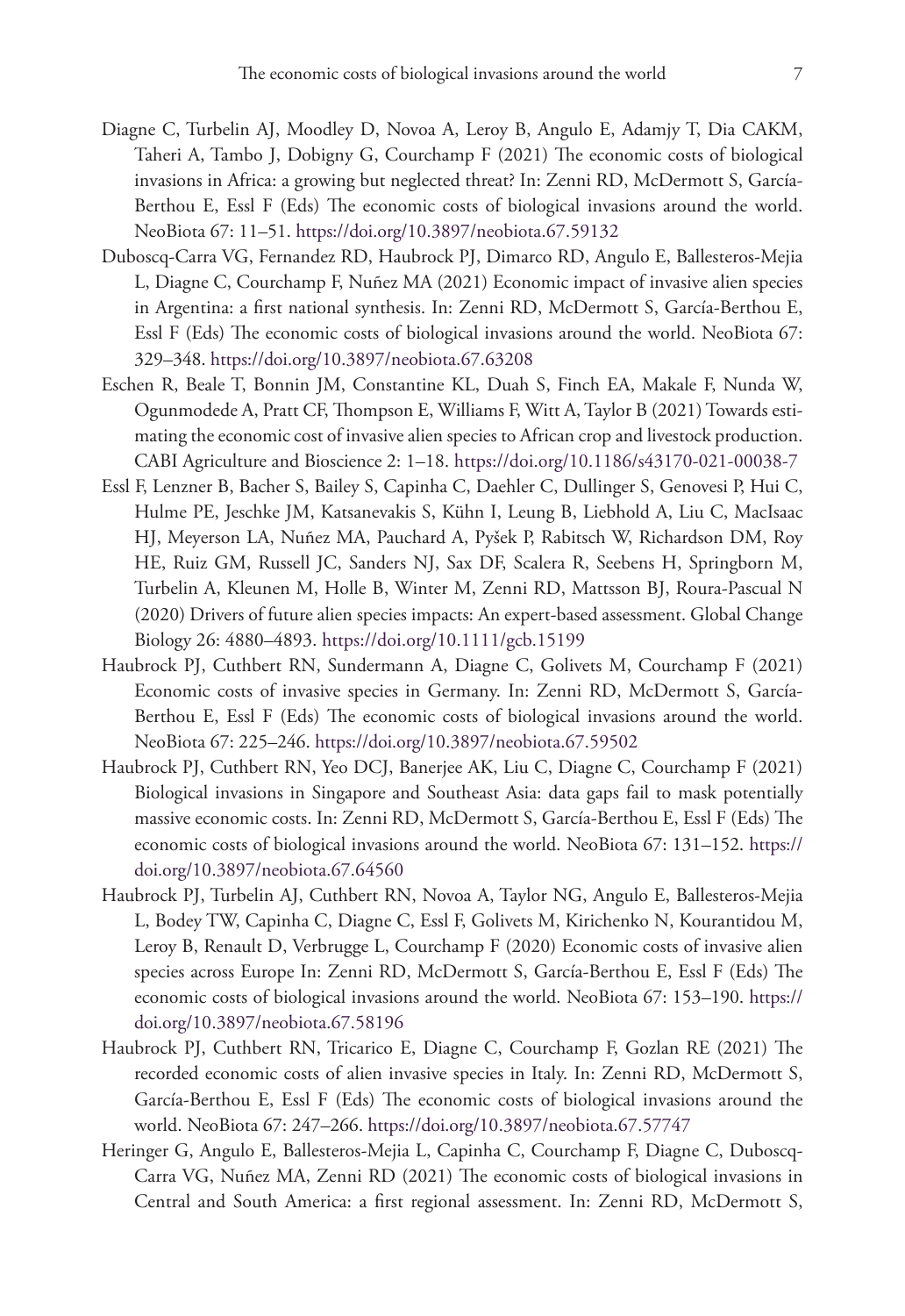Diagne C, Turbelin AJ, Moodley D, Novoa A, Leroy B, Angulo E, Adamjy T, Dia CAKM, Taheri A, Tambo J, Dobigny G, Courchamp F (2021) The economic costs of biological invasions in Africa: a growing but neglected threat? In: Zenni RD, McDermott S, García-Berthou E, Essl F (Eds) The economic costs of biological invasions around the world. NeoBiota 67: 11–51. https://doi.org/10.3897/neobiota.67.59132

Duboscq-Carra VG, Fernandez RD, Haubrock PJ, Dimarco RD, Angulo E, Ballesteros-Mejia L, Diagne C, Courchamp F, Nuñez MA (2021) Economic impact of invasive alien species in Argentina: a first national synthesis. In: Zenni RD, McDermott S, García-Berthou E, Essl F (Eds) The economic costs of biological invasions around the world. NeoBiota 67: 329–348. https://doi.org/10.3897/neobiota.67.63208

Eschen R, Beale T, Bonnin JM, Constantine KL, Duah S, Finch EA, Makale F, Nunda W, Ogunmodede A, Pratt CF, Thompson E, Williams F, Witt A, Taylor B (2021) Towards estimating the economic cost of invasive alien species to African crop and livestock production. CABI Agriculture and Bioscience 2: 1–18. https://doi.org/10.1186/s43170-021-00038-7

Essl F, Lenzner B, Bacher S, Bailey S, Capinha C, Daehler C, Dullinger S, Genovesi P, Hui C, Hulme PE, Jeschke JM, Katsanevakis S, Kühn I, Leung B, Liebhold A, Liu C, MacIsaac HJ, Meyerson LA, Nuñez MA, Pauchard A, Pyšek P, Rabitsch W, Richardson DM, Roy HE, Ruiz GM, Russell JC, Sanders NJ, Sax DF, Scalera R, Seebens H, Springborn M, Turbelin A, Kleunen M, Holle B, Winter M, Zenni RD, Mattsson BJ, Roura-Pascual N (2020) Drivers of future alien species impacts: An expert-based assessment. Global Change Biology 26: 4880–4893. https://doi.org/10.1111/gcb.15199

Haubrock PJ, Cuthbert RN, Sundermann A, Diagne C, Golivets M, Courchamp F (2021) Economic costs of invasive species in Germany. In: Zenni RD, McDermott S, García-Berthou E, Essl F (Eds) The economic costs of biological invasions around the world. NeoBiota 67: 225–246. https://doi.org/10.3897/neobiota.67.59502

Haubrock PJ, Cuthbert RN, Yeo DCJ, Banerjee AK, Liu C, Diagne C, Courchamp F (2021) Biological invasions in Singapore and Southeast Asia: data gaps fail to mask potentially massive economic costs. In: Zenni RD, McDermott S, García-Berthou E, Essl F (Eds) The economic costs of biological invasions around the world. NeoBiota 67: 131–152. https://doi.org/10.3897/neobiota.67.64560

Haubrock PJ, Turbelin AJ, Cuthbert RN, Novoa A, Taylor NG, Angulo E, Ballesteros-Mejia L, Bodey TW, Capinha C, Diagne C, Essl F, Golivets M, Kirichenko N, Kourantidou M, Leroy B, Renault D, Verbrugge L, Courchamp F (2020) Economic costs of invasive alien species across Europe In: Zenni RD, McDermott S, García-Berthou E, Essl F (Eds) The economic costs of biological invasions around the world. NeoBiota 67: 153–190. https://doi.org/10.3897/neobiota.67.58196

Haubrock PJ, Cuthbert RN, Tricarico E, Diagne C, Courchamp F, Gozlan RE (2021) The recorded economic costs of alien invasive species in Italy. In: Zenni RD, McDermott S, García-Berthou E, Essl F (Eds) The economic costs of biological invasions around the world. NeoBiota 67: 247–266. https://doi.org/10.3897/neobiota.67.57747

Heringer G, Angulo E, Ballesteros-Mejia L, Capinha C, Courchamp F, Diagne C, Duboscq-Carra VG, Nuñez MA, Zenni RD (2021) The economic costs of biological invasions in Central and South America: a first regional assessment. In: Zenni RD, McDermott S,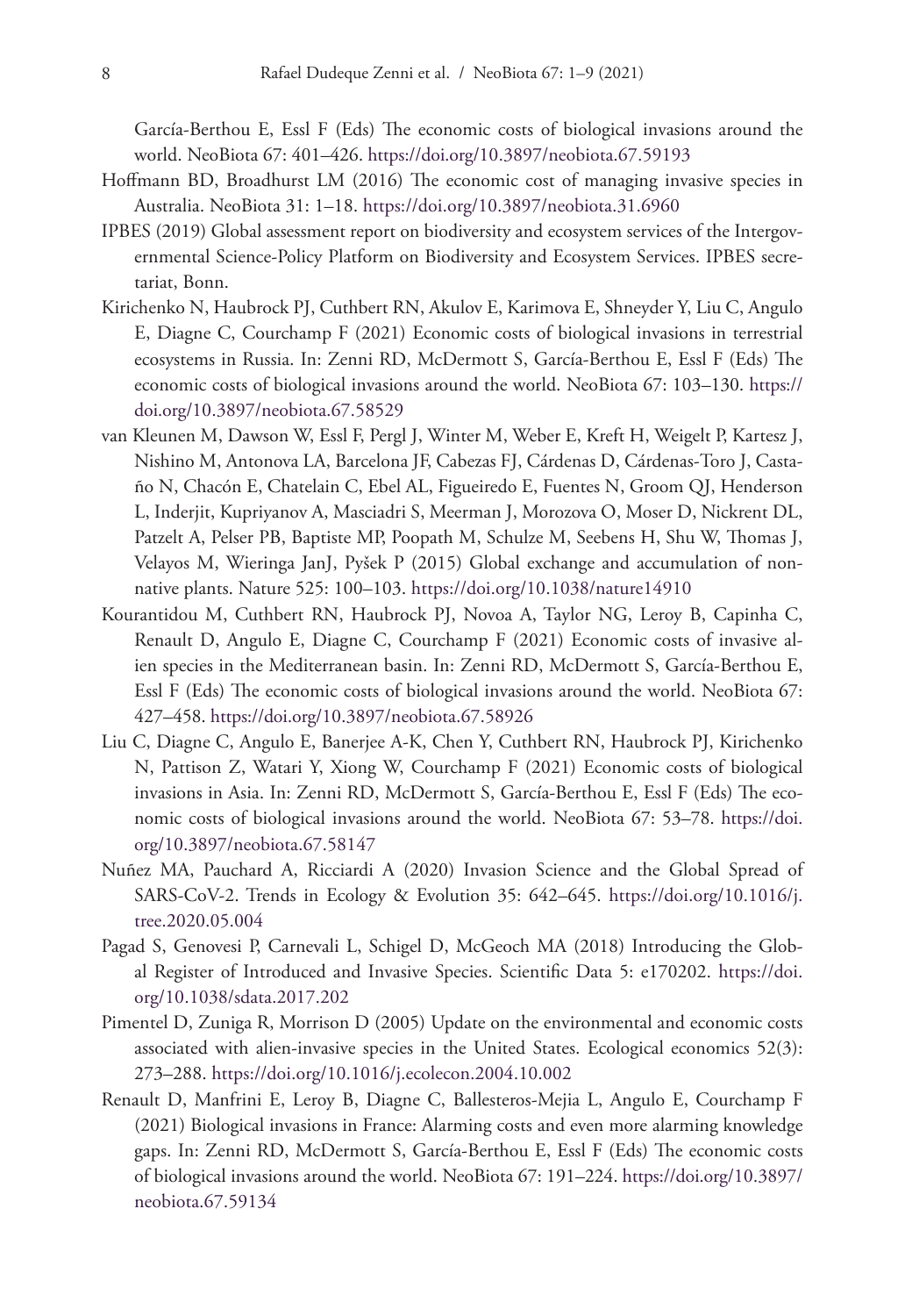García-Berthou E, Essl F (Eds) The economic costs of biological invasions around the world. NeoBiota 67: 401–426. https://doi.org/10.3897/neobiota.67.59193

Hoffmann BD, Broadhurst LM (2016) The economic cost of managing invasive species in Australia. NeoBiota 31: 1–18. https://doi.org/10.3897/neobiota.31.6960

IPBES (2019) Global assessment report on biodiversity and ecosystem services of the Intergovernmental Science-Policy Platform on Biodiversity and Ecosystem Services. IPBES secretariat, Bonn.

Kirichenko N, Haubrock PJ, Cuthbert RN, Akulov E, Karimova E, Shneyder Y, Liu C, Angulo E, Diagne C, Courchamp F (2021) Economic costs of biological invasions in terrestrial ecosystems in Russia. In: Zenni RD, McDermott S, García-Berthou E, Essl F (Eds) The economic costs of biological invasions around the world. NeoBiota 67: 103–130. https://doi.org/10.3897/neobiota.67.58529

van Kleunen M, Dawson W, Essl F, Pergl J, Winter M, Weber E, Kreft H, Weigelt P, Kartesz J, Nishino M, Antonova LA, Barcelona JF, Cabezas FJ, Cárdenas D, Cárdenas-Toro J, Castaño N, Chacón E, Chatelain C, Ebel AL, Figueiredo E, Fuentes N, Groom QJ, Henderson L, Inderjit, Kupriyanov A, Masciadri S, Meerman J, Morozova O, Moser D, Nickrent DL, Patzelt A, Pelser PB, Baptiste MP, Poopath M, Schulze M, Seebens H, Shu W, Thomas J, Velayos M, Wieringa JanJ, Pyšek P (2015) Global exchange and accumulation of non-native plants. Nature 525: 100–103. https://doi.org/10.1038/nature14910

Kourantidou M, Cuthbert RN, Haubrock PJ, Novoa A, Taylor NG, Leroy B, Capinha C, Renault D, Angulo E, Diagne C, Courchamp F (2021) Economic costs of invasive alien species in the Mediterranean basin. In: Zenni RD, McDermott S, García-Berthou E, Essl F (Eds) The economic costs of biological invasions around the world. NeoBiota 67: 427–458. https://doi.org/10.3897/neobiota.67.58926

Liu C, Diagne C, Angulo E, Banerjee A-K, Chen Y, Cuthbert RN, Haubrock PJ, Kirichenko N, Pattison Z, Watari Y, Xiong W, Courchamp F (2021) Economic costs of biological invasions in Asia. In: Zenni RD, McDermott S, García-Berthou E, Essl F (Eds) The economic costs of biological invasions around the world. NeoBiota 67: 53–78. https://doi.org/10.3897/neobiota.67.58147

Nuñez MA, Pauchard A, Ricciardi A (2020) Invasion Science and the Global Spread of SARS-CoV-2. Trends in Ecology & Evolution 35: 642–645. https://doi.org/10.1016/j.tree.2020.05.004

Pagad S, Genovesi P, Carnevali L, Schigel D, McGeoch MA (2018) Introducing the Global Register of Introduced and Invasive Species. Scientific Data 5: e170202. https://doi.org/10.1038/sdata.2017.202

Pimentel D, Zuniga R, Morrison D (2005) Update on the environmental and economic costs associated with alien-invasive species in the United States. Ecological economics 52(3): 273–288. https://doi.org/10.1016/j.ecolecon.2004.10.002

Renault D, Manfrini E, Leroy B, Diagne C, Ballesteros-Mejia L, Angulo E, Courchamp F (2021) Biological invasions in France: Alarming costs and even more alarming knowledge gaps. In: Zenni RD, McDermott S, García-Berthou E, Essl F (Eds) The economic costs of biological invasions around the world. NeoBiota 67: 191–224. https://doi.org/10.3897/neobiota.67.59134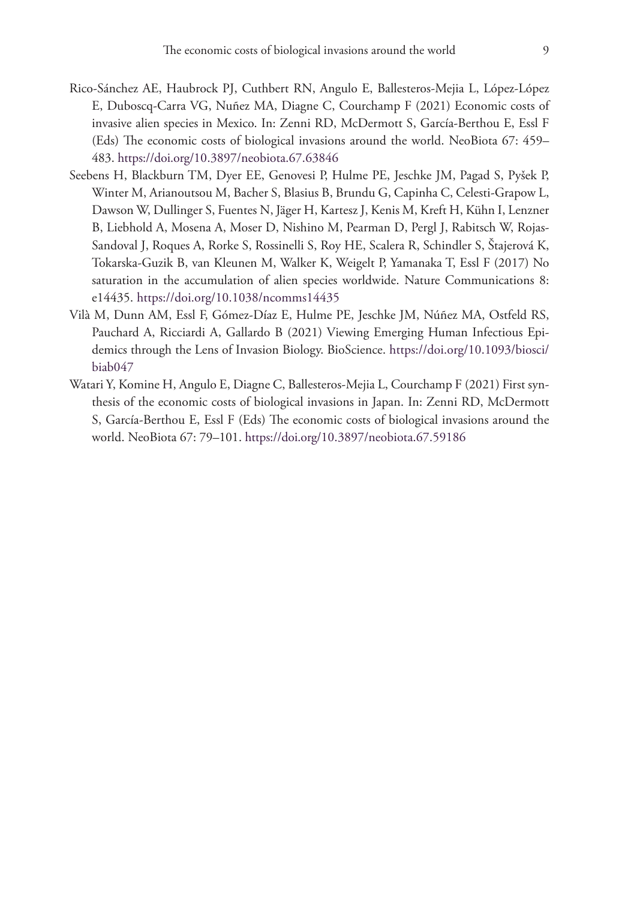Rico-Sánchez AE, Haubrock PJ, Cuthbert RN, Angulo E, Ballesteros-Mejia L, López-López E, Duboscq-Carra VG, Nuñez MA, Diagne C, Courchamp F (2021) Economic costs of invasive alien species in Mexico. In: Zenni RD, McDermott S, García-Berthou E, Essl F (Eds) The economic costs of biological invasions around the world. NeoBiota 67: 459–483. https://doi.org/10.3897/neobiota.67.63846

Seebens H, Blackburn TM, Dyer EE, Genovesi P, Hulme PE, Jeschke JM, Pagad S, Pyšek P, Winter M, Arianoutsou M, Bacher S, Blasius B, Brundu G, Capinha C, Celesti-Grapow L, Dawson W, Dullinger S, Fuentes N, Jäger H, Kartesz J, Kenis M, Kreft H, Kühn I, Lenzner B, Liebhold A, Mosena A, Moser D, Nishino M, Pearman D, Pergl J, Rabitsch W, Rojas-Sandoval J, Roques A, Rorke S, Rossinelli S, Roy HE, Scalera R, Schindler S, Štajerová K, Tokarska-Guzik B, van Kleunen M, Walker K, Weigelt P, Yamanaka T, Essl F (2017) No saturation in the accumulation of alien species worldwide. Nature Communications 8: e14435. https://doi.org/10.1038/ncomms14435

Vilà M, Dunn AM, Essl F, Gómez-Díaz E, Hulme PE, Jeschke JM, Núñez MA, Ostfeld RS, Pauchard A, Ricciardi A, Gallardo B (2021) Viewing Emerging Human Infectious Epidemics through the Lens of Invasion Biology. BioScience. https://doi.org/10.1093/biosci/biab047

Watari Y, Komine H, Angulo E, Diagne C, Ballesteros-Mejia L, Courchamp F (2021) First synthesis of the economic costs of biological invasions in Japan. In: Zenni RD, McDermott S, García-Berthou E, Essl F (Eds) The economic costs of biological invasions around the world. NeoBiota 67: 79–101. https://doi.org/10.3897/neobiota.67.59186